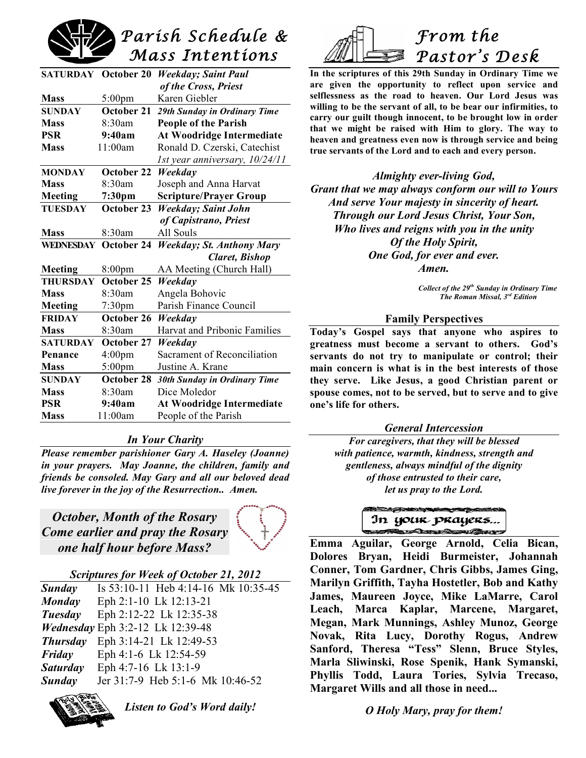# Parish Schedule & Mass Intentions

| | | |
|---|---|---|
| **SATURDAY** | **October 20** | ***Weekday; Saint Paul of the Cross, Priest*** |
| **Mass** | 5:00pm | Karen Giebler |
| **SUNDAY** | **October 21** | ***29th Sunday in Ordinary Time*** |
| **Mass** | 8:30am | **People of the Parish** |
| **PSR** | **9:40am** | **At Woodridge Intermediate** |
| **Mass** | 11:00am | Ronald D. Czerski, Catechist *1st year anniversary, 10/24/11* |
| **MONDAY** | **October 22** | ***Weekday*** |
| **Mass** | 8:30am | Joseph and Anna Harvat |
| **Meeting** | **7:30pm** | **Scripture/Prayer Group** |
| **TUESDAY** | **October 23** | ***Weekday; Saint John of Capistrano, Priest*** |
| **Mass** | 8:30am | All Souls |
| **WEDNESDAY** | **October 24** | ***Weekday; St. Anthony Mary Claret, Bishop*** |
| **Meeting** | 8:00pm | AA Meeting (Church Hall) |
| **THURSDAY** | **October 25** | ***Weekday*** |
| **Mass** | 8:30am | Angela Bohovic |
| **Meeting** | 7:30pm | Parish Finance Council |
| **FRIDAY** | **October 26** | ***Weekday*** |
| **Mass** | 8:30am | Harvat and Pribonic Families |
| **SATURDAY** | **October 27** | ***Weekday*** |
| **Penance** | 4:00pm | Sacrament of Reconciliation |
| **Mass** | 5:00pm | Justine A. Krane |
| **SUNDAY** | **October 28** | ***30th Sunday in Ordinary Time*** |
| **Mass** | 8:30am | Dice Moledor |
| **PSR** | **9:40am** | **At Woodridge Intermediate** |
| **Mass** | 11:00am | People of the Parish |

### *In Your Charity*

***Please remember parishioner Gary A. Haseley (Joanne) in your prayers. May Joanne, the children, family and friends be consoled. May Gary and all our beloved dead live forever in the joy of the Resurrection.. Amen.***

### *October, Month of the Rosary*
### *Come earlier and pray the Rosary one half hour before Mass?*

### *Scriptures for Week of October 21, 2012*

| | |
|---|---|
| ***Sunday*** | Is 53:10-11 Heb 4:14-16 Mk 10:35-45 |
| ***Monday*** | Eph 2:1-10 Lk 12:13-21 |
| ***Tuesday*** | Eph 2:12-22 Lk 12:35-38 |
| ***Wednesday*** | Eph 3:2-12 Lk 12:39-48 |
| ***Thursday*** | Eph 3:14-21 Lk 12:49-53 |
| ***Friday*** | Eph 4:1-6 Lk 12:54-59 |
| ***Saturday*** | Eph 4:7-16 Lk 13:1-9 |
| ***Sunday*** | Jer 31:7-9 Heb 5:1-6 Mk 10:46-52 |

***Listen to God's Word daily!***

# From the Pastor's Desk

**In the scriptures of this 29th Sunday in Ordinary Time we are given the opportunity to reflect upon service and selflessness as the road to heaven. Our Lord Jesus was willing to be the servant of all, to be bear our infirmities, to carry our guilt though innocent, to be brought low in order that we might be raised with Him to glory. The way to heaven and greatness even now is through service and being true servants of the Lord and to each and every person.**

***Almighty ever-living God,***
***Grant that we may always conform our will to Yours***
***And serve Your majesty in sincerity of heart.***
***Through our Lord Jesus Christ, Your Son,***
***Who lives and reigns with you in the unity***
***Of the Holy Spirit,***
***One God, for ever and ever.***
***Amen.***

*Collect of the 29th Sunday in Ordinary Time*
*The Roman Missal, 3rd Edition*

### Family Perspectives

**Today's Gospel says that anyone who aspires to greatness must become a servant to others. God's servants do not try to manipulate or control; their main concern is what is in the best interests of those they serve. Like Jesus, a good Christian parent or spouse comes, not to be served, but to serve and to give one's life for others.**

### *General Intercession*

***For caregivers, that they will be blessed with patience, warmth, kindness, strength and gentleness, always mindful of the dignity of those entrusted to their care, let us pray to the Lord.***

### In your prayers...

**Emma Aguilar, George Arnold, Celia Bican, Dolores Bryan, Heidi Burmeister, Johannah Conner, Tom Gardner, Chris Gibbs, James Ging, Marilyn Griffith, Tayha Hostetler, Bob and Kathy James, Maureen Joyce, Mike LaMarre, Carol Leach, Marca Kaplar, Marcene, Margaret, Megan, Mark Munnings, Ashley Munoz, George Novak, Rita Lucy, Dorothy Rogus, Andrew Sanford, Theresa "Tess" Slenn, Bruce Styles, Marla Sliwinski, Rose Spenik, Hank Symanski, Phyllis Todd, Laura Tories, Sylvia Trecaso, Margaret Wills and all those in need...**

***O Holy Mary, pray for them!***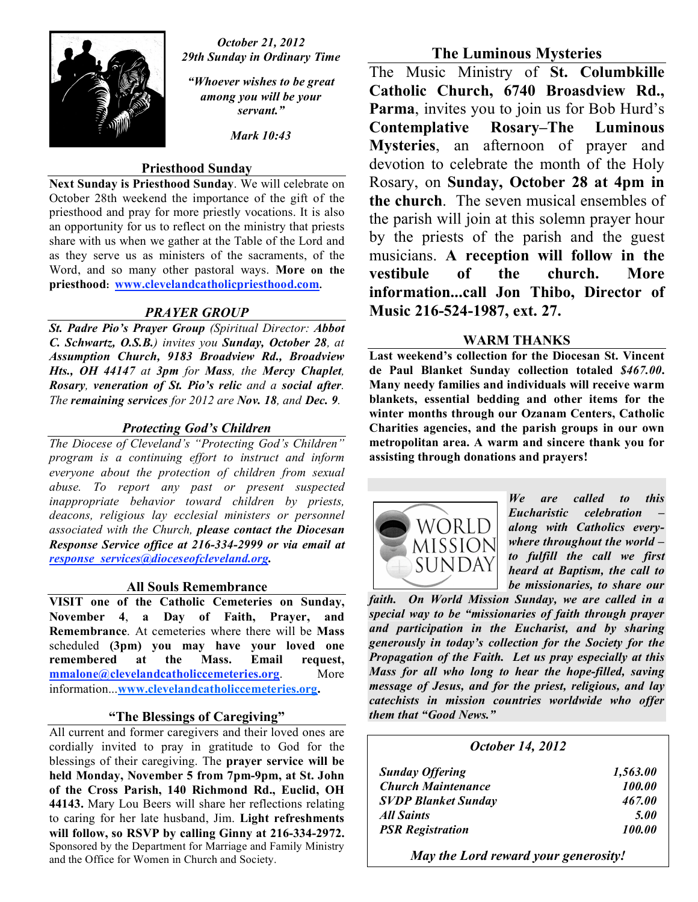*October 21, 2012*
*29th Sunday in Ordinary Time*

***"Whoever wishes to be great among you will be your servant."***

***Mark 10:43***

## Priesthood Sunday

**Next Sunday is Priesthood Sunday**. We will celebrate on October 28th weekend the importance of the gift of the priesthood and pray for more priestly vocations. It is also an opportunity for us to reflect on the ministry that priests share with us when we gather at the Table of the Lord and as they serve us as ministers of the sacraments, of the Word, and so many other pastoral ways. **More on the priesthood: www.clevelandcatholicpriesthood.com.**

## *PRAYER GROUP*

***St. Padre Pio's Prayer Group*** *(Spiritual Director:* ***Abbot C. Schwartz, O.S.B.****) invites you* ***Sunday, October 28****, at* ***Assumption Church, 9183 Broadview Rd., Broadview Hts., OH 44147*** *at* ***3pm*** *for* ***Mass****, the* ***Mercy Chaplet****,* ***Rosary****,* ***veneration of St. Pio's relic*** *and a* ***social after****. The* ***remaining services*** *for 2012 are* ***Nov. 18****, and* ***Dec. 9****.*

## *Protecting God's Children*

*The Diocese of Cleveland's "Protecting God's Children" program is a continuing effort to instruct and inform everyone about the protection of children from sexual abuse. To report any past or present suspected inappropriate behavior toward children by priests, deacons, religious lay ecclesial ministers or personnel associated with the Church,* ***please contact the Diocesan Response Service office at 216-334-2999 or via email at response_services@dioceseofcleveland.org.***

## All Souls Remembrance

**VISIT one of the Catholic Cemeteries on Sunday, November 4, a Day of Faith, Prayer, and Remembrance**. At cemeteries where there will be **Mass** scheduled **(3pm)** you may have your loved one remembered at the Mass. Email request, **mmalone@clevelandcatholiccemeteries.org**. More information...**www.clevelandcatholiccemeteries.org.**

## "The Blessings of Caregiving"

All current and former caregivers and their loved ones are cordially invited to pray in gratitude to God for the blessings of their caregiving. The **prayer service will be held Monday, November 5 from 7pm-9pm, at St. John of the Cross Parish, 140 Richmond Rd., Euclid, OH 44143.** Mary Lou Beers will share her reflections relating to caring for her late husband, Jim. **Light refreshments will follow, so RSVP by calling Ginny at 216-334-2972.** Sponsored by the Department for Marriage and Family Ministry and the Office for Women in Church and Society.

## The Luminous Mysteries

The Music Ministry of **St. Columbkille Catholic Church, 6740 Broasdview Rd., Parma**, invites you to join us for Bob Hurd's **Contemplative Rosary–The Luminous Mysteries**, an afternoon of prayer and devotion to celebrate the month of the Holy Rosary, on **Sunday, October 28 at 4pm in the church**. The seven musical ensembles of the parish will join at this solemn prayer hour by the priests of the parish and the guest musicians. **A reception will follow in the vestibule of the church. More information...call Jon Thibo, Director of Music 216-524-1987, ext. 27.**

## WARM THANKS

**Last weekend's collection for the Diocesan St. Vincent de Paul Blanket Sunday collection totaled** ***$467.00***. **Many needy families and individuals will receive warm blankets, essential bedding and other items for the winter months through our Ozanam Centers, Catholic Charities agencies, and the parish groups in our own metropolitan area. A warm and sincere thank you for assisting through donations and prayers!**

WORLD MISSION SUNDAY

***We are called to this Eucharistic celebration – along with Catholics every-where throughout the world – to fulfill the call we first heard at Baptism, the call to be missionaries, to share our faith. On World Mission Sunday, we are called in a special way to be "missionaries of faith through prayer and participation in the Eucharist, and by sharing generously in today's collection for the Society for the Propagation of the Faith. Let us pray especially at this Mass for all who long to hear the hope-filled, saving message of Jesus, and for the priest, religious, and lay catechists in mission countries worldwide who offer them that "Good News."***

| *October 14, 2012* | |
|---|---|
| ***Sunday Offering*** | ***1,563.00*** |
| ***Church Maintenance*** | ***100.00*** |
| ***SVDP Blanket Sunday*** | ***467.00*** |
| ***All Saints*** | ***5.00*** |
| ***PSR Registration*** | ***100.00*** |

***May the Lord reward your generosity!***